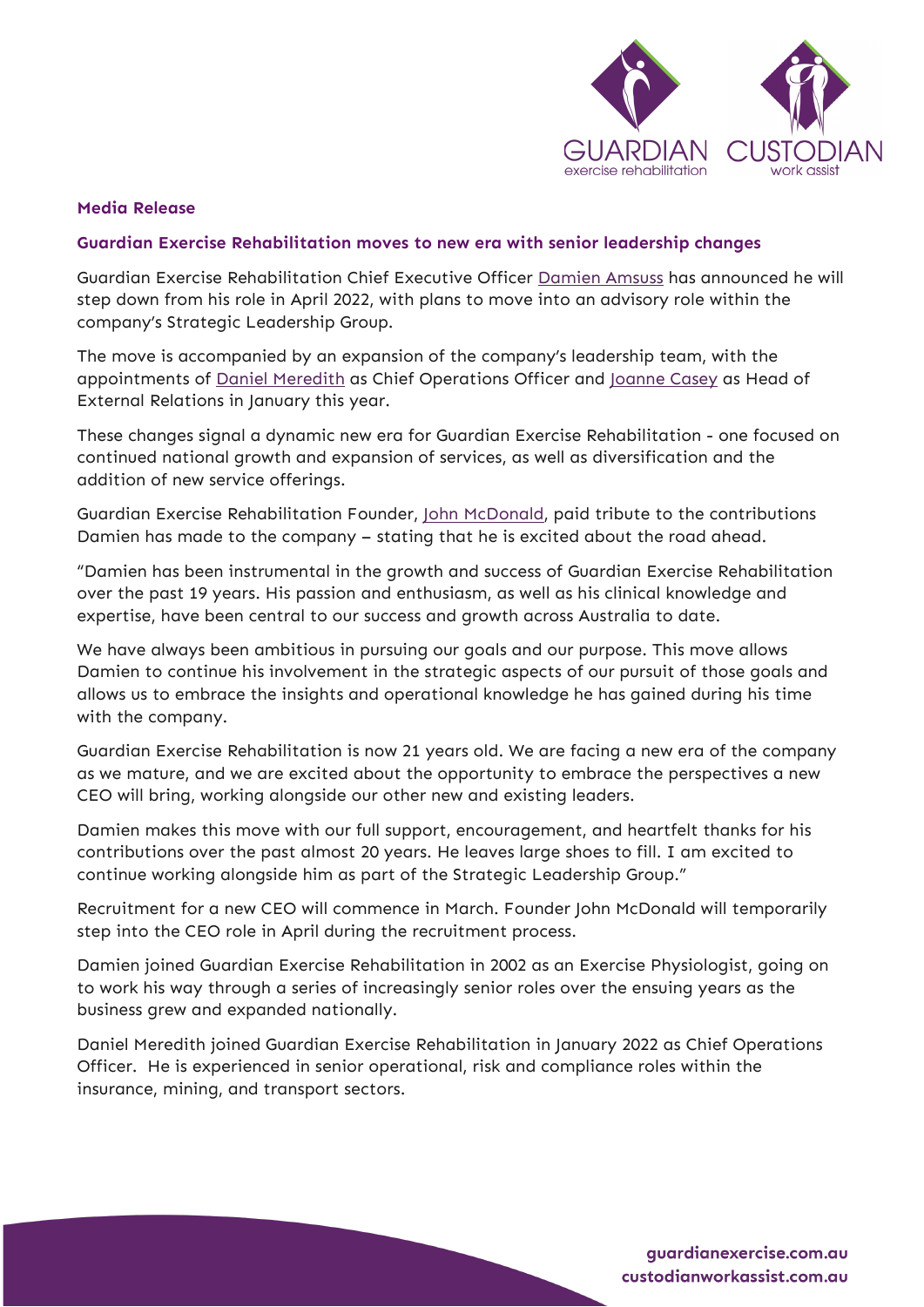**Media Release**

## Guardian Exercise Rehabilitation moves to new era with senior leadership changes

Guardian Exercise Rehabilitation Chief Executive Officer Damien Amsuss has announced he will step down from his role in April 2022, with plans to move into an advisory role within the company's Strategic Leadership Group.

The move is accompanied by an expansion of the company's leadership team, with the appointments of Daniel Meredith as Chief Operations Officer and Joanne Casey as Head of External Relations in January this year.

These changes signal a dynamic new era for Guardian Exercise Rehabilitation - one focused on continued national growth and expansion of services, as well as diversification and the addition of new service offerings.

Guardian Exercise Rehabilitation Founder, John McDonald, paid tribute to the contributions Damien has made to the company – stating that he is excited about the road ahead.

"Damien has been instrumental in the growth and success of Guardian Exercise Rehabilitation over the past 19 years. His passion and enthusiasm, as well as his clinical knowledge and expertise, have been central to our success and growth across Australia to date.

We have always been ambitious in pursuing our goals and our purpose. This move allows Damien to continue his involvement in the strategic aspects of our pursuit of those goals and allows us to embrace the insights and operational knowledge he has gained during his time with the company.

Guardian Exercise Rehabilitation is now 21 years old. We are facing a new era of the company as we mature, and we are excited about the opportunity to embrace the perspectives a new CEO will bring, working alongside our other new and existing leaders.

Damien makes this move with our full support, encouragement, and heartfelt thanks for his contributions over the past almost 20 years. He leaves large shoes to fill. I am excited to continue working alongside him as part of the Strategic Leadership Group."

Recruitment for a new CEO will commence in March. Founder John McDonald will temporarily step into the CEO role in April during the recruitment process.

Damien joined Guardian Exercise Rehabilitation in 2002 as an Exercise Physiologist, going on to work his way through a series of increasingly senior roles over the ensuing years as the business grew and expanded nationally.

Daniel Meredith joined Guardian Exercise Rehabilitation in January 2022 as Chief Operations Officer. He is experienced in senior operational, risk and compliance roles within the insurance, mining, and transport sectors.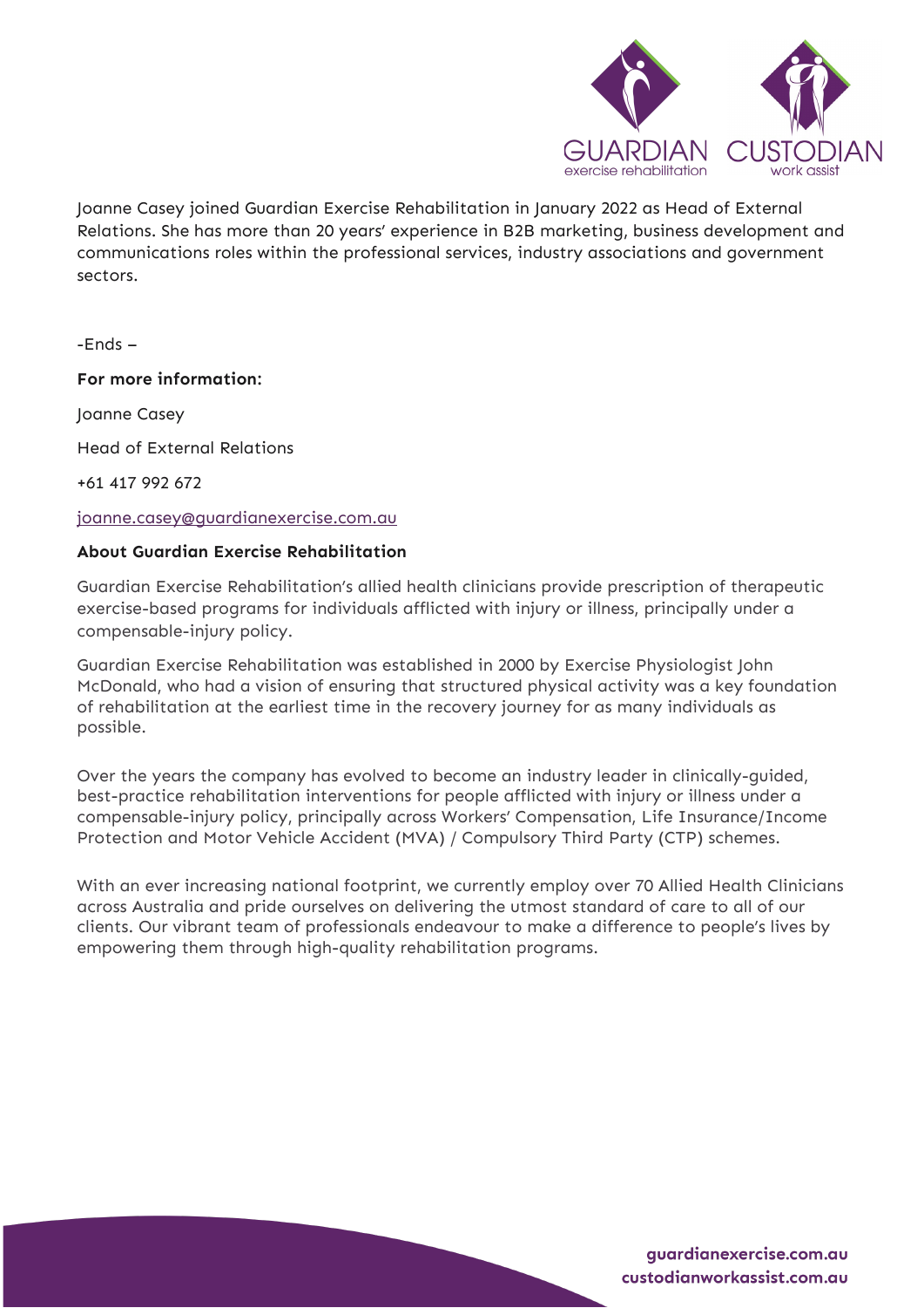Joanne Casey joined Guardian Exercise Rehabilitation in January 2022 as Head of External Relations. She has more than 20 years' experience in B2B marketing, business development and communications roles within the professional services, industry associations and government sectors.

-Ends –

**For more information:**

Joanne Casey

Head of External Relations

+61 417 992 672

joanne.casey@guardianexercise.com.au

**About Guardian Exercise Rehabilitation**

Guardian Exercise Rehabilitation's allied health clinicians provide prescription of therapeutic exercise-based programs for individuals afflicted with injury or illness, principally under a compensable-injury policy.

Guardian Exercise Rehabilitation was established in 2000 by Exercise Physiologist John McDonald, who had a vision of ensuring that structured physical activity was a key foundation of rehabilitation at the earliest time in the recovery journey for as many individuals as possible.

Over the years the company has evolved to become an industry leader in clinically-guided, best-practice rehabilitation interventions for people afflicted with injury or illness under a compensable-injury policy, principally across Workers' Compensation, Life Insurance/Income Protection and Motor Vehicle Accident (MVA) / Compulsory Third Party (CTP) schemes.

With an ever increasing national footprint, we currently employ over 70 Allied Health Clinicians across Australia and pride ourselves on delivering the utmost standard of care to all of our clients. Our vibrant team of professionals endeavour to make a difference to people's lives by empowering them through high-quality rehabilitation programs.

guardianexercise.com.au
custodianworkassist.com.au